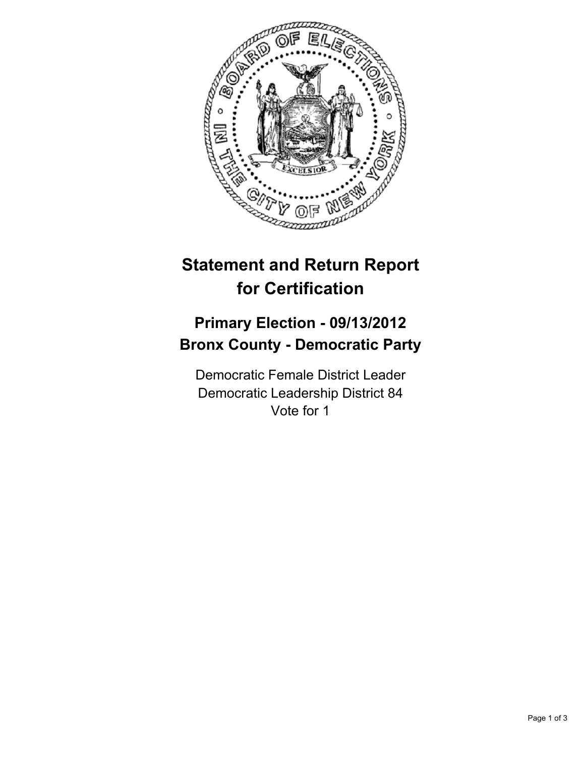# Statement and Return Report for Certification

## Primary Election - 09/13/2012
## Bronx County - Democratic Party

Democratic Female District Leader
Democratic Leadership District 84
Vote for 1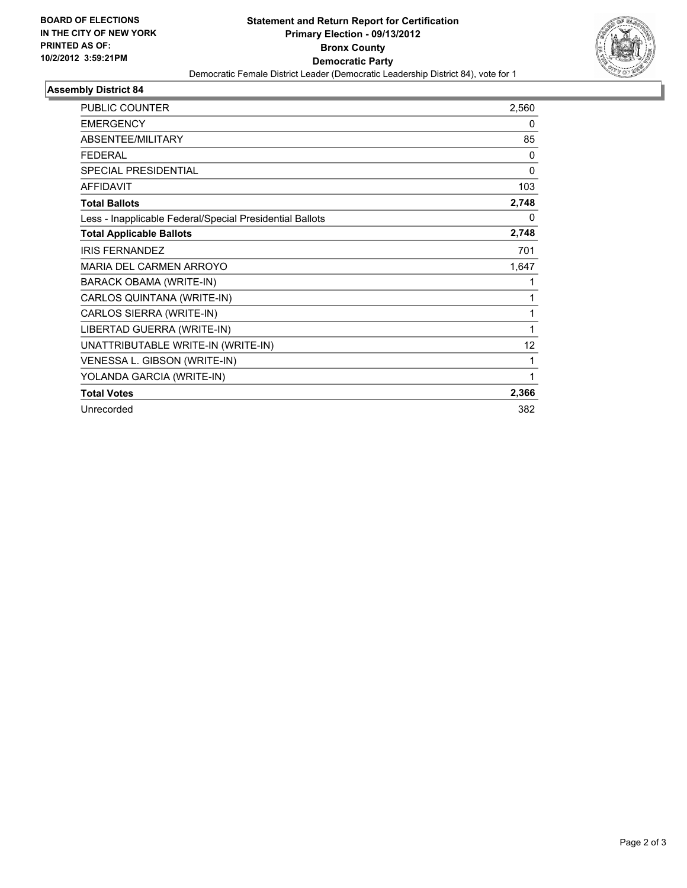BOARD OF ELECTIONS
IN THE CITY OF NEW YORK
PRINTED AS OF:
10/2/2012 3:59:21PM

**Statement and Return Report for Certification**
**Primary Election - 09/13/2012**
**Bronx County**
**Democratic Party**
Democratic Female District Leader (Democratic Leadership District 84), vote for 1

## Assembly District 84

| | |
|---|---|
| PUBLIC COUNTER | 2,560 |
| EMERGENCY | 0 |
| ABSENTEE/MILITARY | 85 |
| FEDERAL | 0 |
| SPECIAL PRESIDENTIAL | 0 |
| AFFIDAVIT | 103 |
| **Total Ballots** | **2,748** |
| Less - Inapplicable Federal/Special Presidential Ballots | 0 |
| **Total Applicable Ballots** | **2,748** |
| IRIS FERNANDEZ | 701 |
| MARIA DEL CARMEN ARROYO | 1,647 |
| BARACK OBAMA (WRITE-IN) | 1 |
| CARLOS QUINTANA (WRITE-IN) | 1 |
| CARLOS SIERRA (WRITE-IN) | 1 |
| LIBERTAD GUERRA (WRITE-IN) | 1 |
| UNATTRIBUTABLE WRITE-IN (WRITE-IN) | 12 |
| VENESSA L. GIBSON (WRITE-IN) | 1 |
| YOLANDA GARCIA (WRITE-IN) | 1 |
| **Total Votes** | **2,366** |
| Unrecorded | 382 |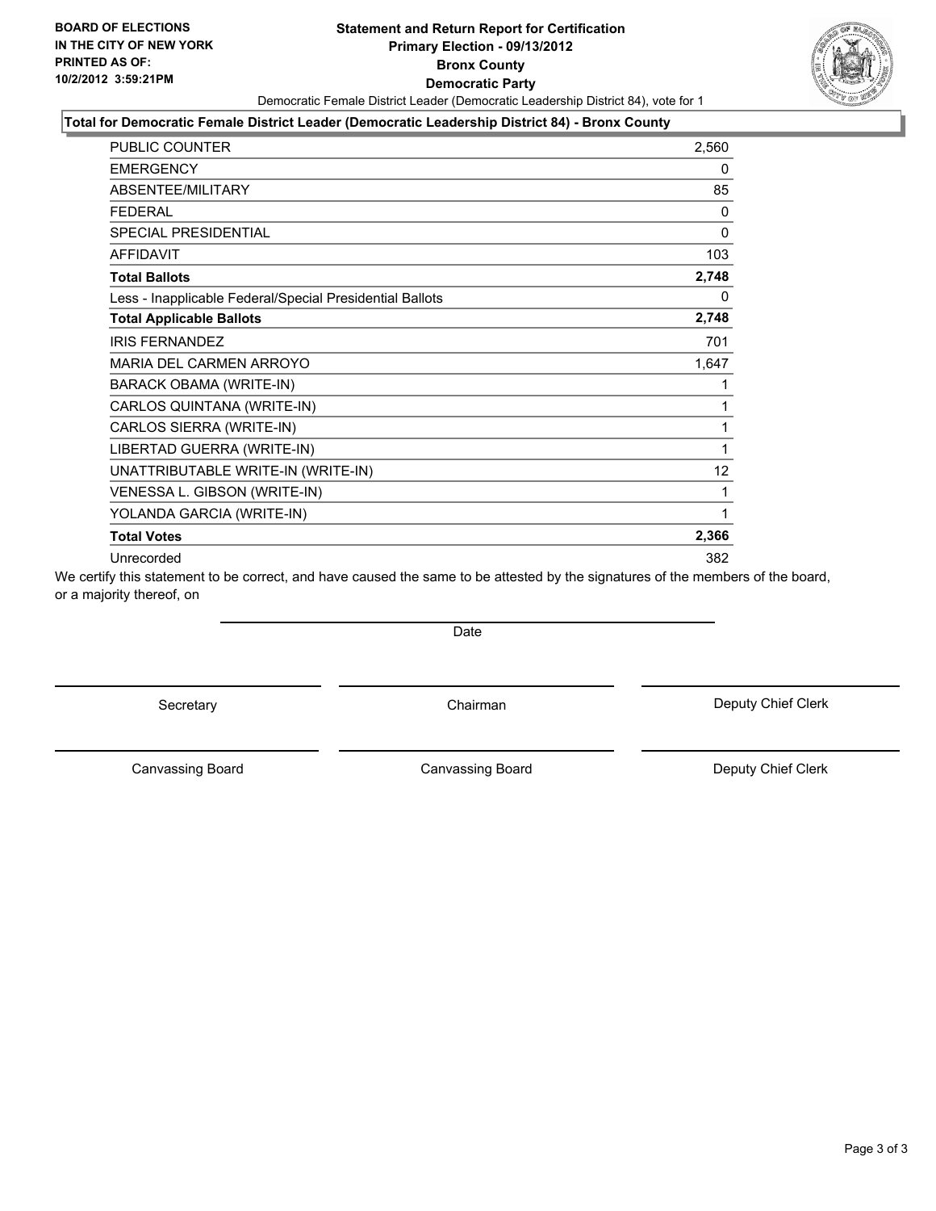**BOARD OF ELECTIONS IN THE CITY OF NEW YORK PRINTED AS OF: 10/2/2012 3:59:21PM**

**Statement and Return Report for Certification**
**Primary Election - 09/13/2012**
**Bronx County**
**Democratic Party**

Democratic Female District Leader (Democratic Leadership District 84), vote for 1

**Total for Democratic Female District Leader (Democratic Leadership District 84) - Bronx County**

| | |
|---|---|
| PUBLIC COUNTER | 2,560 |
| EMERGENCY | 0 |
| ABSENTEE/MILITARY | 85 |
| FEDERAL | 0 |
| SPECIAL PRESIDENTIAL | 0 |
| AFFIDAVIT | 103 |
| **Total Ballots** | **2,748** |
| Less - Inapplicable Federal/Special Presidential Ballots | 0 |
| **Total Applicable Ballots** | **2,748** |
| IRIS FERNANDEZ | 701 |
| MARIA DEL CARMEN ARROYO | 1,647 |
| BARACK OBAMA (WRITE-IN) | 1 |
| CARLOS QUINTANA (WRITE-IN) | 1 |
| CARLOS SIERRA (WRITE-IN) | 1 |
| LIBERTAD GUERRA (WRITE-IN) | 1 |
| UNATTRIBUTABLE WRITE-IN (WRITE-IN) | 12 |
| VENESSA L. GIBSON (WRITE-IN) | 1 |
| YOLANDA GARCIA (WRITE-IN) | 1 |
| **Total Votes** | **2,366** |
| Unrecorded | 382 |

We certify this statement to be correct, and have caused the same to be attested by the signatures of the members of the board, or a majority thereof, on

Date

Secretary

Chairman

Deputy Chief Clerk

Canvassing Board

Canvassing Board

Deputy Chief Clerk